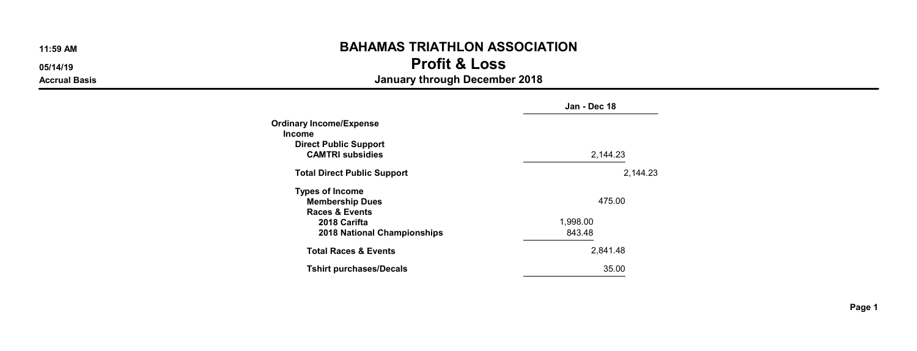# BAHAMAS TRIATHLON ASSOCIATION

## Profit & Loss

### January through December 2018

11:59 AM
05/14/19
Accrual Basis

| | Jan - Dec 18 | |
|---|---|---|
| **Ordinary Income/Expense** | | |
| **Income** | | |
| **Direct Public Support** | | |
| **CAMTRI subsidies** | 2,144.23 | |
| **Total Direct Public Support** | | 2,144.23 |
| **Types of Income** | | |
| **Membership Dues** | 475.00 | |
| **Races & Events** | | |
| **2018 Carifta** | 1,998.00 | |
| **2018 National Championships** | 843.48 | |
| **Total Races & Events** | 2,841.48 | |
| **Tshirt purchases/Decals** | 35.00 | |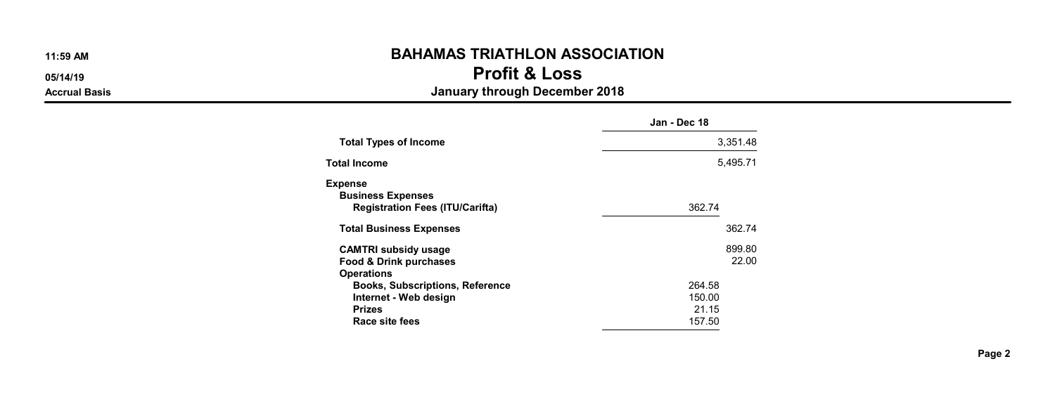# BAHAMAS TRIATHLON ASSOCIATION

## Profit & Loss

### January through December 2018

11:59 AM
05/14/19
Accrual Basis

| | Jan - Dec 18 | |
|---|---|---|
| **Total Types of Income** | | 3,351.48 |
| **Total Income** | | 5,495.71 |
| **Expense** | | |
| **Business Expenses** | | |
| **Registration Fees (ITU/Carifta)** | 362.74 | |
| **Total Business Expenses** | | 362.74 |
| **CAMTRI subsidy usage** | | 899.80 |
| **Food & Drink purchases** | | 22.00 |
| **Operations** | | |
| **Books, Subscriptions, Reference** | 264.58 | |
| **Internet - Web design** | 150.00 | |
| **Prizes** | 21.15 | |
| **Race site fees** | 157.50 | |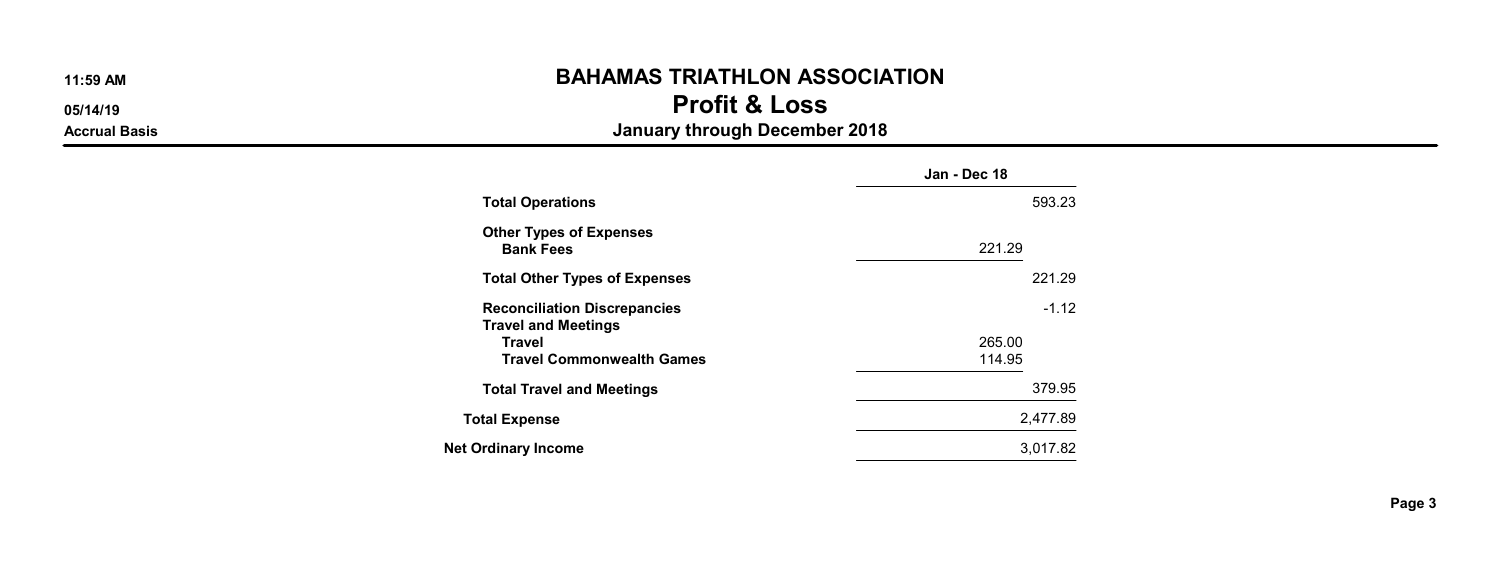# BAHAMAS TRIATHLON ASSOCIATION

## Profit & Loss

### January through December 2018

11:59 AM

05/14/19

Accrual Basis

| | Jan - Dec 18 | |
|---|---|---|
| **Total Operations** | | 593.23 |
| **Other Types of Expenses** | | |
| **Bank Fees** | 221.29 | |
| **Total Other Types of Expenses** | | 221.29 |
| **Reconciliation Discrepancies** | | -1.12 |
| **Travel and Meetings** | | |
| **Travel** | 265.00 | |
| **Travel Commonwealth Games** | 114.95 | |
| **Total Travel and Meetings** | | 379.95 |
| **Total Expense** | | 2,477.89 |
| **Net Ordinary Income** | | 3,017.82 |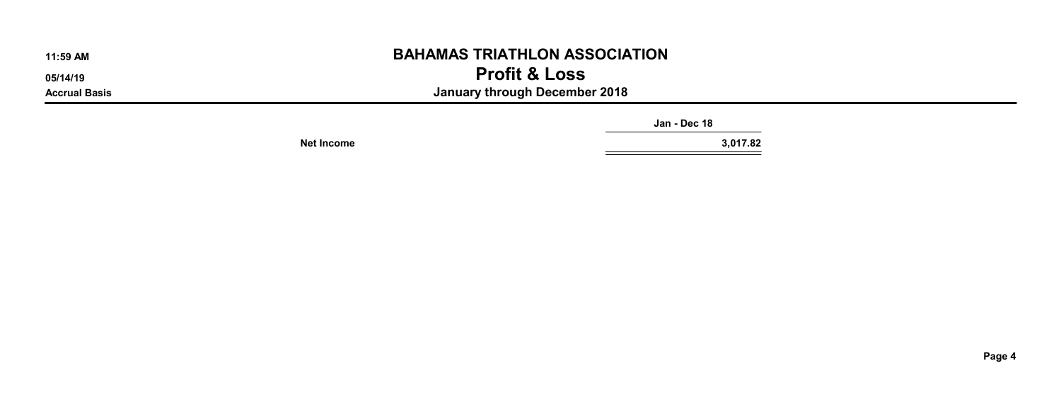| | Jan - Dec 18 |
|---|---|
| **Net Income** | **3,017.82** |